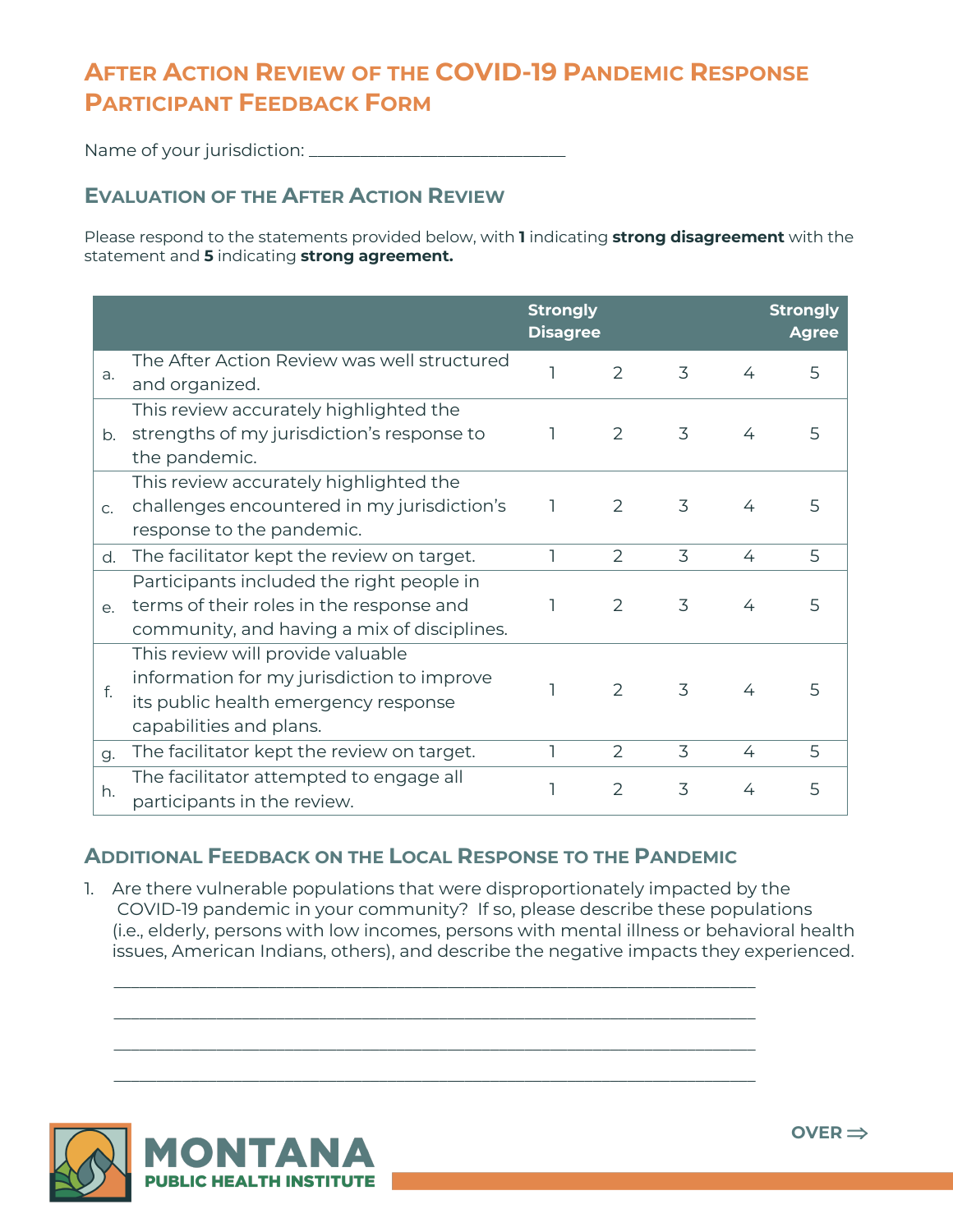# After Action Review of the COVID-19 Pandemic Response Participant Feedback Form

Name of your jurisdiction: ______________________________

## Evaluation of the After Action Review

Please respond to the statements provided below, with **1** indicating **strong disagreement** with the statement and **5** indicating **strong agreement.**

| | | Strongly Disagree | | | | Strongly Agree |
|---|---|---|---|---|---|---|
| a. | The After Action Review was well structured and organized. | 1 | 2 | 3 | 4 | 5 |
| b. | This review accurately highlighted the strengths of my jurisdiction's response to the pandemic. | 1 | 2 | 3 | 4 | 5 |
| c. | This review accurately highlighted the challenges encountered in my jurisdiction's response to the pandemic. | 1 | 2 | 3 | 4 | 5 |
| d. | The facilitator kept the review on target. | 1 | 2 | 3 | 4 | 5 |
| e. | Participants included the right people in terms of their roles in the response and community, and having a mix of disciplines. | 1 | 2 | 3 | 4 | 5 |
| f. | This review will provide valuable information for my jurisdiction to improve its public health emergency response capabilities and plans. | 1 | 2 | 3 | 4 | 5 |
| g. | The facilitator kept the review on target. | 1 | 2 | 3 | 4 | 5 |
| h. | The facilitator attempted to engage all participants in the review. | 1 | 2 | 3 | 4 | 5 |

## Additional Feedback on the Local Response to the Pandemic

1. Are there vulnerable populations that were disproportionately impacted by the COVID-19 pandemic in your community? If so, please describe these populations (i.e., elderly, persons with low incomes, persons with mental illness or behavioral health issues, American Indians, others), and describe the negative impacts they experienced.

______________________________________________________________________

______________________________________________________________________

______________________________________________________________________

______________________________________________________________________

MONTANA PUBLIC HEALTH INSTITUTE

OVER ⟹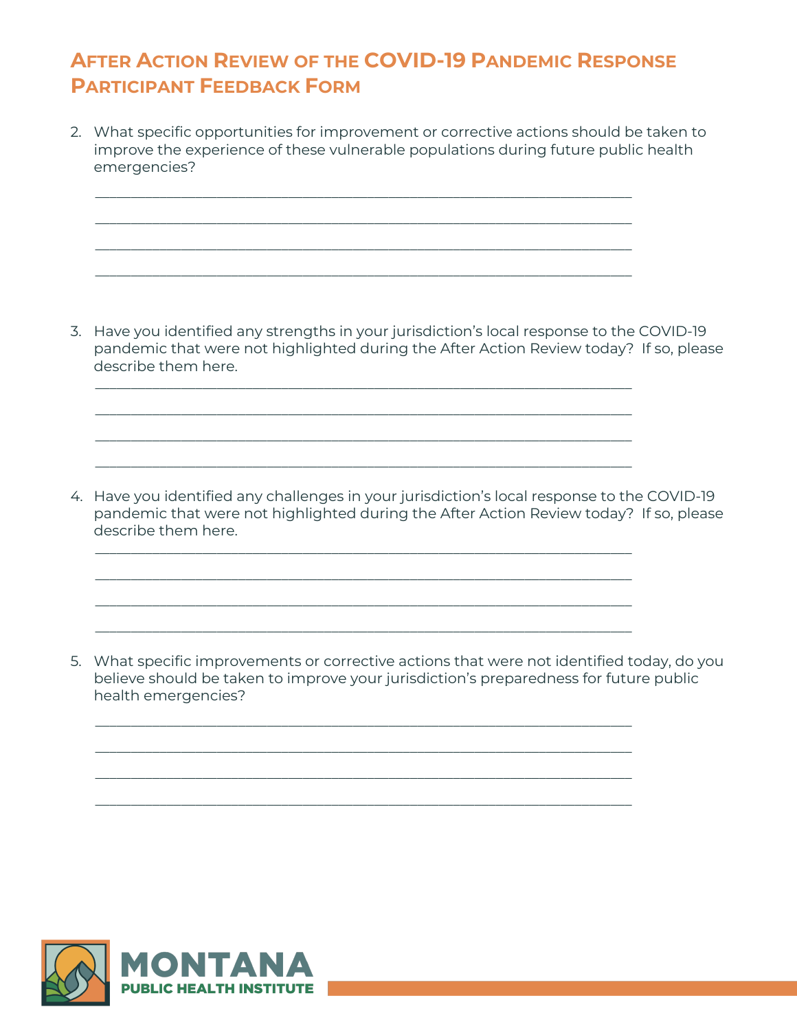# After Action Review of the COVID-19 Pandemic Response Participant Feedback Form

2. What specific opportunities for improvement or corrective actions should be taken to improve the experience of these vulnerable populations during future public health emergencies?

\_\_\_\_\_\_\_\_\_\_\_\_\_\_\_\_\_\_\_\_\_\_\_\_\_\_\_\_\_\_\_\_\_\_\_\_\_\_\_\_\_\_\_\_\_\_\_\_\_\_\_\_\_\_\_\_\_\_\_\_\_\_\_\_\_\_\_\_\_\_

\_\_\_\_\_\_\_\_\_\_\_\_\_\_\_\_\_\_\_\_\_\_\_\_\_\_\_\_\_\_\_\_\_\_\_\_\_\_\_\_\_\_\_\_\_\_\_\_\_\_\_\_\_\_\_\_\_\_\_\_\_\_\_\_\_\_\_\_\_\_

\_\_\_\_\_\_\_\_\_\_\_\_\_\_\_\_\_\_\_\_\_\_\_\_\_\_\_\_\_\_\_\_\_\_\_\_\_\_\_\_\_\_\_\_\_\_\_\_\_\_\_\_\_\_\_\_\_\_\_\_\_\_\_\_\_\_\_\_\_\_

\_\_\_\_\_\_\_\_\_\_\_\_\_\_\_\_\_\_\_\_\_\_\_\_\_\_\_\_\_\_\_\_\_\_\_\_\_\_\_\_\_\_\_\_\_\_\_\_\_\_\_\_\_\_\_\_\_\_\_\_\_\_\_\_\_\_\_\_\_\_

3. Have you identified any strengths in your jurisdiction's local response to the COVID-19 pandemic that were not highlighted during the After Action Review today? If so, please describe them here.

\_\_\_\_\_\_\_\_\_\_\_\_\_\_\_\_\_\_\_\_\_\_\_\_\_\_\_\_\_\_\_\_\_\_\_\_\_\_\_\_\_\_\_\_\_\_\_\_\_\_\_\_\_\_\_\_\_\_\_\_\_\_\_\_\_\_\_\_\_\_

\_\_\_\_\_\_\_\_\_\_\_\_\_\_\_\_\_\_\_\_\_\_\_\_\_\_\_\_\_\_\_\_\_\_\_\_\_\_\_\_\_\_\_\_\_\_\_\_\_\_\_\_\_\_\_\_\_\_\_\_\_\_\_\_\_\_\_\_\_\_

\_\_\_\_\_\_\_\_\_\_\_\_\_\_\_\_\_\_\_\_\_\_\_\_\_\_\_\_\_\_\_\_\_\_\_\_\_\_\_\_\_\_\_\_\_\_\_\_\_\_\_\_\_\_\_\_\_\_\_\_\_\_\_\_\_\_\_\_\_\_

\_\_\_\_\_\_\_\_\_\_\_\_\_\_\_\_\_\_\_\_\_\_\_\_\_\_\_\_\_\_\_\_\_\_\_\_\_\_\_\_\_\_\_\_\_\_\_\_\_\_\_\_\_\_\_\_\_\_\_\_\_\_\_\_\_\_\_\_\_\_

4. Have you identified any challenges in your jurisdiction's local response to the COVID-19 pandemic that were not highlighted during the After Action Review today? If so, please describe them here.

\_\_\_\_\_\_\_\_\_\_\_\_\_\_\_\_\_\_\_\_\_\_\_\_\_\_\_\_\_\_\_\_\_\_\_\_\_\_\_\_\_\_\_\_\_\_\_\_\_\_\_\_\_\_\_\_\_\_\_\_\_\_\_\_\_\_\_\_\_\_

\_\_\_\_\_\_\_\_\_\_\_\_\_\_\_\_\_\_\_\_\_\_\_\_\_\_\_\_\_\_\_\_\_\_\_\_\_\_\_\_\_\_\_\_\_\_\_\_\_\_\_\_\_\_\_\_\_\_\_\_\_\_\_\_\_\_\_\_\_\_

\_\_\_\_\_\_\_\_\_\_\_\_\_\_\_\_\_\_\_\_\_\_\_\_\_\_\_\_\_\_\_\_\_\_\_\_\_\_\_\_\_\_\_\_\_\_\_\_\_\_\_\_\_\_\_\_\_\_\_\_\_\_\_\_\_\_\_\_\_\_

\_\_\_\_\_\_\_\_\_\_\_\_\_\_\_\_\_\_\_\_\_\_\_\_\_\_\_\_\_\_\_\_\_\_\_\_\_\_\_\_\_\_\_\_\_\_\_\_\_\_\_\_\_\_\_\_\_\_\_\_\_\_\_\_\_\_\_\_\_\_

5. What specific improvements or corrective actions that were not identified today, do you believe should be taken to improve your jurisdiction's preparedness for future public health emergencies?

\_\_\_\_\_\_\_\_\_\_\_\_\_\_\_\_\_\_\_\_\_\_\_\_\_\_\_\_\_\_\_\_\_\_\_\_\_\_\_\_\_\_\_\_\_\_\_\_\_\_\_\_\_\_\_\_\_\_\_\_\_\_\_\_\_\_\_\_\_\_

\_\_\_\_\_\_\_\_\_\_\_\_\_\_\_\_\_\_\_\_\_\_\_\_\_\_\_\_\_\_\_\_\_\_\_\_\_\_\_\_\_\_\_\_\_\_\_\_\_\_\_\_\_\_\_\_\_\_\_\_\_\_\_\_\_\_\_\_\_\_

\_\_\_\_\_\_\_\_\_\_\_\_\_\_\_\_\_\_\_\_\_\_\_\_\_\_\_\_\_\_\_\_\_\_\_\_\_\_\_\_\_\_\_\_\_\_\_\_\_\_\_\_\_\_\_\_\_\_\_\_\_\_\_\_\_\_\_\_\_\_

\_\_\_\_\_\_\_\_\_\_\_\_\_\_\_\_\_\_\_\_\_\_\_\_\_\_\_\_\_\_\_\_\_\_\_\_\_\_\_\_\_\_\_\_\_\_\_\_\_\_\_\_\_\_\_\_\_\_\_\_\_\_\_\_\_\_\_\_\_\_

MONTANA
PUBLIC HEALTH INSTITUTE